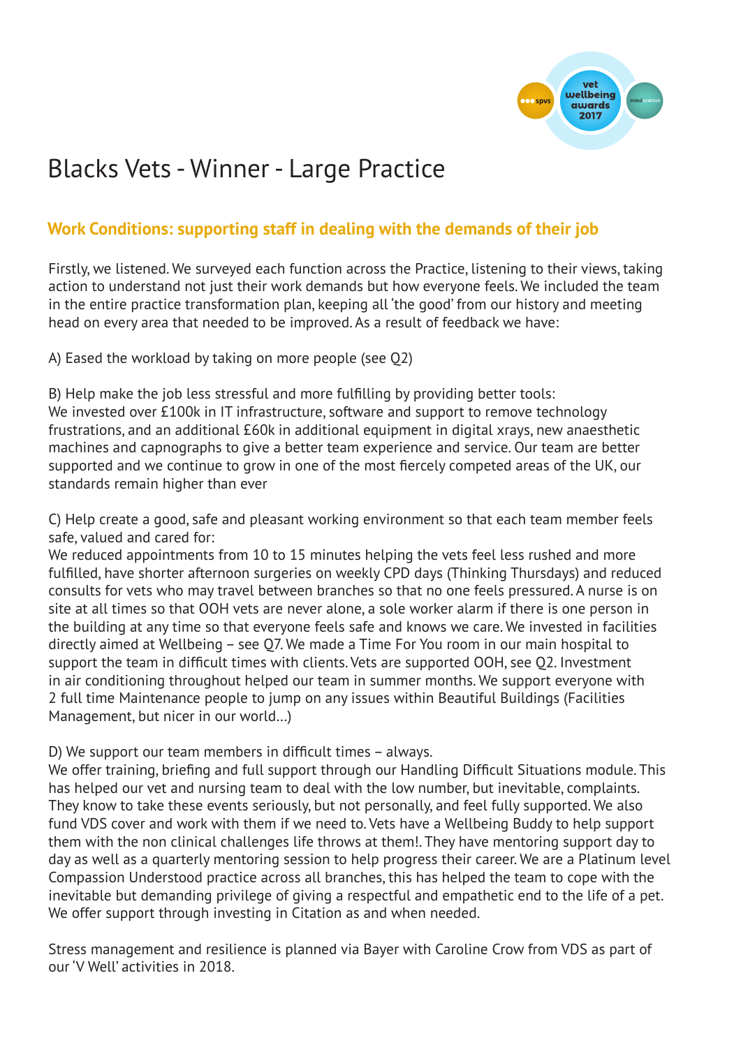# Blacks Vets - Winner - Large Practice

## Work Conditions: supporting staff in dealing with the demands of their job

Firstly, we listened. We surveyed each function across the Practice, listening to their views, taking action to understand not just their work demands but how everyone feels. We included the team in the entire practice transformation plan, keeping all 'the good' from our history and meeting head on every area that needed to be improved. As a result of feedback we have:

A) Eased the workload by taking on more people (see Q2)

B) Help make the job less stressful and more fulfilling by providing better tools:
We invested over £100k in IT infrastructure, software and support to remove technology frustrations, and an additional £60k in additional equipment in digital xrays, new anaesthetic machines and capnographs to give a better team experience and service. Our team are better supported and we continue to grow in one of the most fiercely competed areas of the UK, our standards remain higher than ever

C) Help create a good, safe and pleasant working environment so that each team member feels safe, valued and cared for:
We reduced appointments from 10 to 15 minutes helping the vets feel less rushed and more fulfilled, have shorter afternoon surgeries on weekly CPD days (Thinking Thursdays) and reduced consults for vets who may travel between branches so that no one feels pressured. A nurse is on site at all times so that OOH vets are never alone, a sole worker alarm if there is one person in the building at any time so that everyone feels safe and knows we care. We invested in facilities directly aimed at Wellbeing – see Q7. We made a Time For You room in our main hospital to support the team in difficult times with clients. Vets are supported OOH, see Q2. Investment in air conditioning throughout helped our team in summer months. We support everyone with 2 full time Maintenance people to jump on any issues within Beautiful Buildings (Facilities Management, but nicer in our world...)

D) We support our team members in difficult times – always.
We offer training, briefing and full support through our Handling Difficult Situations module. This has helped our vet and nursing team to deal with the low number, but inevitable, complaints. They know to take these events seriously, but not personally, and feel fully supported. We also fund VDS cover and work with them if we need to. Vets have a Wellbeing Buddy to help support them with the non clinical challenges life throws at them!. They have mentoring support day to day as well as a quarterly mentoring session to help progress their career. We are a Platinum level Compassion Understood practice across all branches, this has helped the team to cope with the inevitable but demanding privilege of giving a respectful and empathetic end to the life of a pet. We offer support through investing in Citation as and when needed.

Stress management and resilience is planned via Bayer with Caroline Crow from VDS as part of our 'V Well' activities in 2018.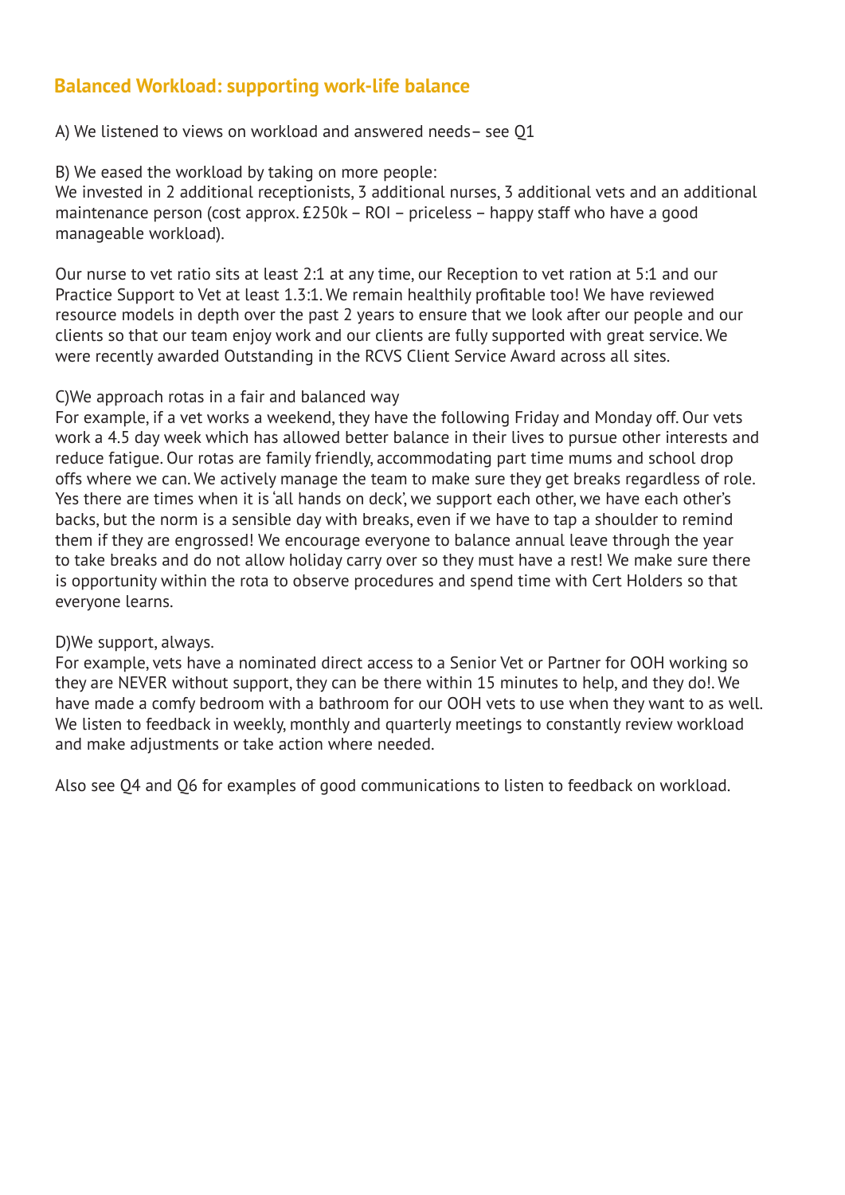## Balanced Workload: supporting work-life balance

A) We listened to views on workload and answered needs– see Q1

B) We eased the workload by taking on more people:
We invested in 2 additional receptionists, 3 additional nurses, 3 additional vets and an additional maintenance person (cost approx. £250k – ROI – priceless – happy staff who have a good manageable workload).

Our nurse to vet ratio sits at least 2:1 at any time, our Reception to vet ration at 5:1 and our Practice Support to Vet at least 1.3:1. We remain healthily profitable too! We have reviewed resource models in depth over the past 2 years to ensure that we look after our people and our clients so that our team enjoy work and our clients are fully supported with great service. We were recently awarded Outstanding in the RCVS Client Service Award across all sites.

C)We approach rotas in a fair and balanced way
For example, if a vet works a weekend, they have the following Friday and Monday off. Our vets work a 4.5 day week which has allowed better balance in their lives to pursue other interests and reduce fatigue. Our rotas are family friendly, accommodating part time mums and school drop offs where we can. We actively manage the team to make sure they get breaks regardless of role. Yes there are times when it is 'all hands on deck', we support each other, we have each other's backs, but the norm is a sensible day with breaks, even if we have to tap a shoulder to remind them if they are engrossed! We encourage everyone to balance annual leave through the year to take breaks and do not allow holiday carry over so they must have a rest! We make sure there is opportunity within the rota to observe procedures and spend time with Cert Holders so that everyone learns.

D)We support, always.
For example, vets have a nominated direct access to a Senior Vet or Partner for OOH working so they are NEVER without support, they can be there within 15 minutes to help, and they do!. We have made a comfy bedroom with a bathroom for our OOH vets to use when they want to as well. We listen to feedback in weekly, monthly and quarterly meetings to constantly review workload and make adjustments or take action where needed.

Also see Q4 and Q6 for examples of good communications to listen to feedback on workload.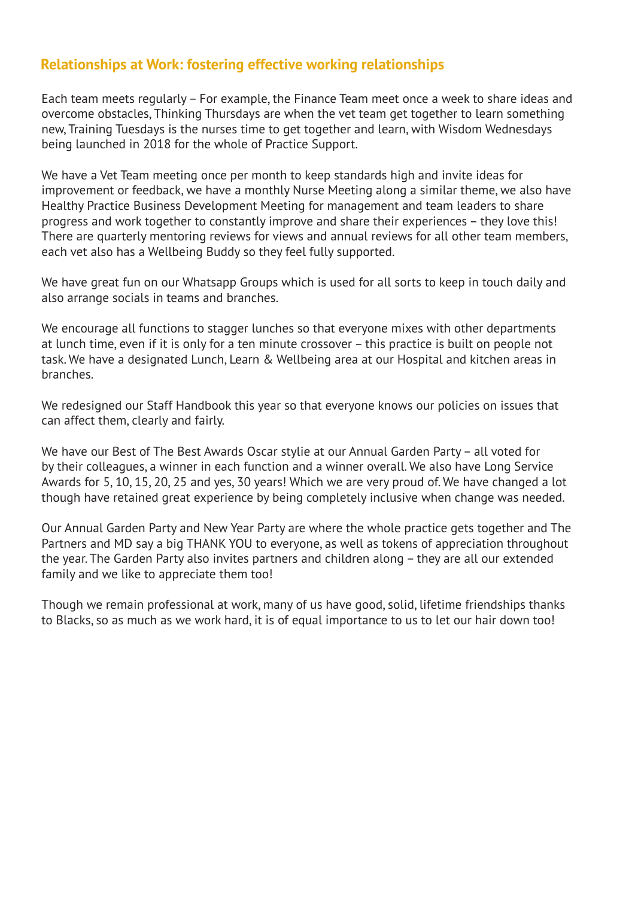## Relationships at Work: fostering effective working relationships

Each team meets regularly – For example, the Finance Team meet once a week to share ideas and overcome obstacles, Thinking Thursdays are when the vet team get together to learn something new, Training Tuesdays is the nurses time to get together and learn, with Wisdom Wednesdays being launched in 2018 for the whole of Practice Support.

We have a Vet Team meeting once per month to keep standards high and invite ideas for improvement or feedback, we have a monthly Nurse Meeting along a similar theme, we also have Healthy Practice Business Development Meeting for management and team leaders to share progress and work together to constantly improve and share their experiences – they love this! There are quarterly mentoring reviews for views and annual reviews for all other team members, each vet also has a Wellbeing Buddy so they feel fully supported.

We have great fun on our Whatsapp Groups which is used for all sorts to keep in touch daily and also arrange socials in teams and branches.

We encourage all functions to stagger lunches so that everyone mixes with other departments at lunch time, even if it is only for a ten minute crossover – this practice is built on people not task. We have a designated Lunch, Learn & Wellbeing area at our Hospital and kitchen areas in branches.

We redesigned our Staff Handbook this year so that everyone knows our policies on issues that can affect them, clearly and fairly.

We have our Best of The Best Awards Oscar stylie at our Annual Garden Party – all voted for by their colleagues, a winner in each function and a winner overall. We also have Long Service Awards for 5, 10, 15, 20, 25 and yes, 30 years! Which we are very proud of. We have changed a lot though have retained great experience by being completely inclusive when change was needed.

Our Annual Garden Party and New Year Party are where the whole practice gets together and The Partners and MD say a big THANK YOU to everyone, as well as tokens of appreciation throughout the year. The Garden Party also invites partners and children along – they are all our extended family and we like to appreciate them too!

Though we remain professional at work, many of us have good, solid, lifetime friendships thanks to Blacks, so as much as we work hard, it is of equal importance to us to let our hair down too!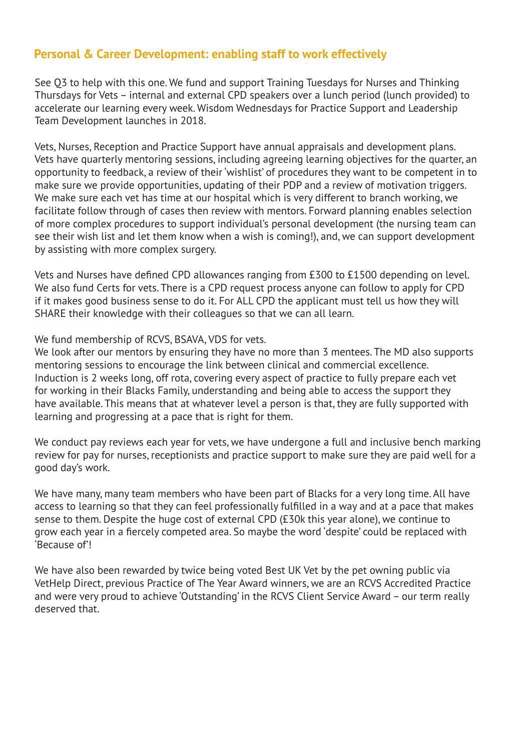## Personal & Career Development: enabling staff to work effectively

See Q3 to help with this one. We fund and support Training Tuesdays for Nurses and Thinking Thursdays for Vets – internal and external CPD speakers over a lunch period (lunch provided) to accelerate our learning every week. Wisdom Wednesdays for Practice Support and Leadership Team Development launches in 2018.

Vets, Nurses, Reception and Practice Support have annual appraisals and development plans. Vets have quarterly mentoring sessions, including agreeing learning objectives for the quarter, an opportunity to feedback, a review of their 'wishlist' of procedures they want to be competent in to make sure we provide opportunities, updating of their PDP and a review of motivation triggers. We make sure each vet has time at our hospital which is very different to branch working, we facilitate follow through of cases then review with mentors. Forward planning enables selection of more complex procedures to support individual's personal development (the nursing team can see their wish list and let them know when a wish is coming!), and, we can support development by assisting with more complex surgery.

Vets and Nurses have defined CPD allowances ranging from £300 to £1500 depending on level. We also fund Certs for vets. There is a CPD request process anyone can follow to apply for CPD if it makes good business sense to do it. For ALL CPD the applicant must tell us how they will SHARE their knowledge with their colleagues so that we can all learn.

We fund membership of RCVS, BSAVA, VDS for vets.
We look after our mentors by ensuring they have no more than 3 mentees. The MD also supports mentoring sessions to encourage the link between clinical and commercial excellence.
Induction is 2 weeks long, off rota, covering every aspect of practice to fully prepare each vet for working in their Blacks Family, understanding and being able to access the support they have available. This means that at whatever level a person is that, they are fully supported with learning and progressing at a pace that is right for them.

We conduct pay reviews each year for vets, we have undergone a full and inclusive bench marking review for pay for nurses, receptionists and practice support to make sure they are paid well for a good day's work.

We have many, many team members who have been part of Blacks for a very long time. All have access to learning so that they can feel professionally fulfilled in a way and at a pace that makes sense to them. Despite the huge cost of external CPD (£30k this year alone), we continue to grow each year in a fiercely competed area. So maybe the word 'despite' could be replaced with 'Because of'!

We have also been rewarded by twice being voted Best UK Vet by the pet owning public via VetHelp Direct, previous Practice of The Year Award winners, we are an RCVS Accredited Practice and were very proud to achieve 'Outstanding' in the RCVS Client Service Award – our term really deserved that.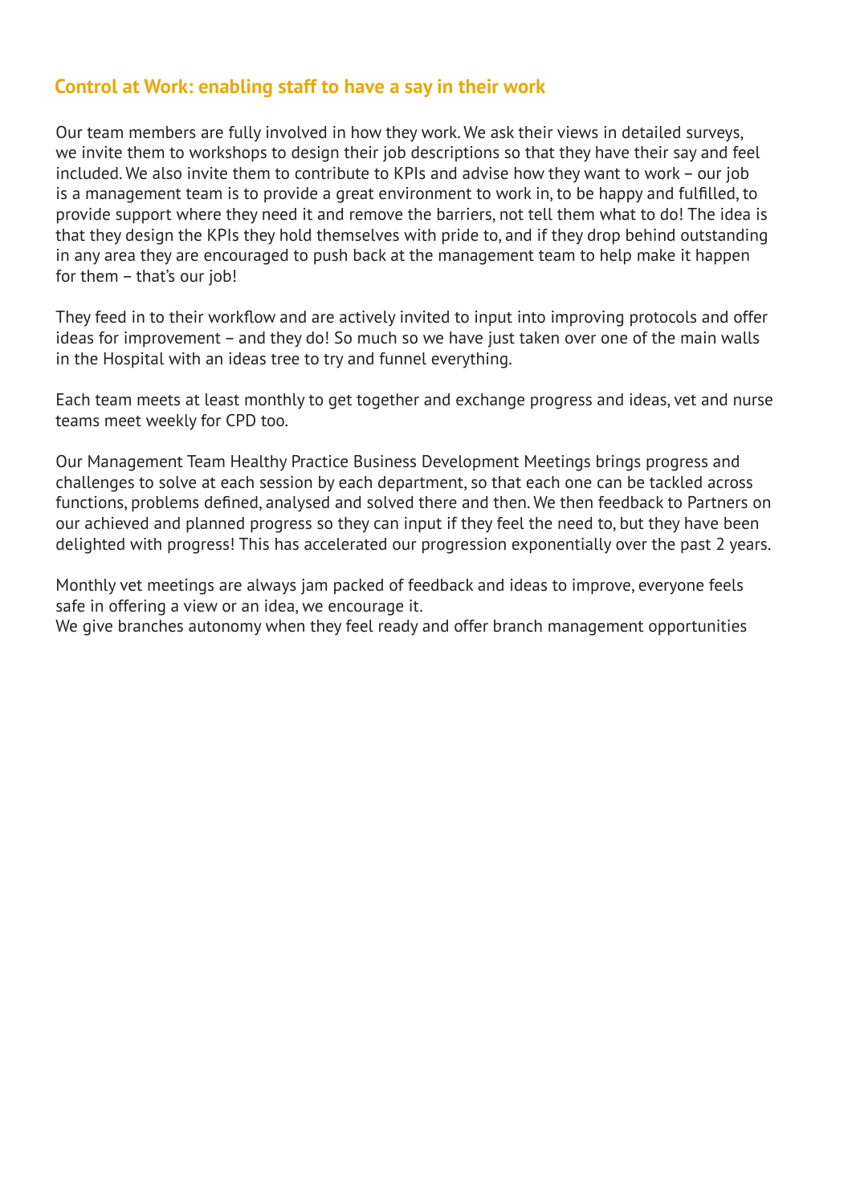## Control at Work: enabling staff to have a say in their work

Our team members are fully involved in how they work. We ask their views in detailed surveys, we invite them to workshops to design their job descriptions so that they have their say and feel included. We also invite them to contribute to KPIs and advise how they want to work – our job is a management team is to provide a great environment to work in, to be happy and fulfilled, to provide support where they need it and remove the barriers, not tell them what to do! The idea is that they design the KPIs they hold themselves with pride to, and if they drop behind outstanding in any area they are encouraged to push back at the management team to help make it happen for them – that's our job!

They feed in to their workflow and are actively invited to input into improving protocols and offer ideas for improvement – and they do! So much so we have just taken over one of the main walls in the Hospital with an ideas tree to try and funnel everything.

Each team meets at least monthly to get together and exchange progress and ideas, vet and nurse teams meet weekly for CPD too.

Our Management Team Healthy Practice Business Development Meetings brings progress and challenges to solve at each session by each department, so that each one can be tackled across functions, problems defined, analysed and solved there and then. We then feedback to Partners on our achieved and planned progress so they can input if they feel the need to, but they have been delighted with progress! This has accelerated our progression exponentially over the past 2 years.

Monthly vet meetings are always jam packed of feedback and ideas to improve, everyone feels safe in offering a view or an idea, we encourage it.
We give branches autonomy when they feel ready and offer branch management opportunities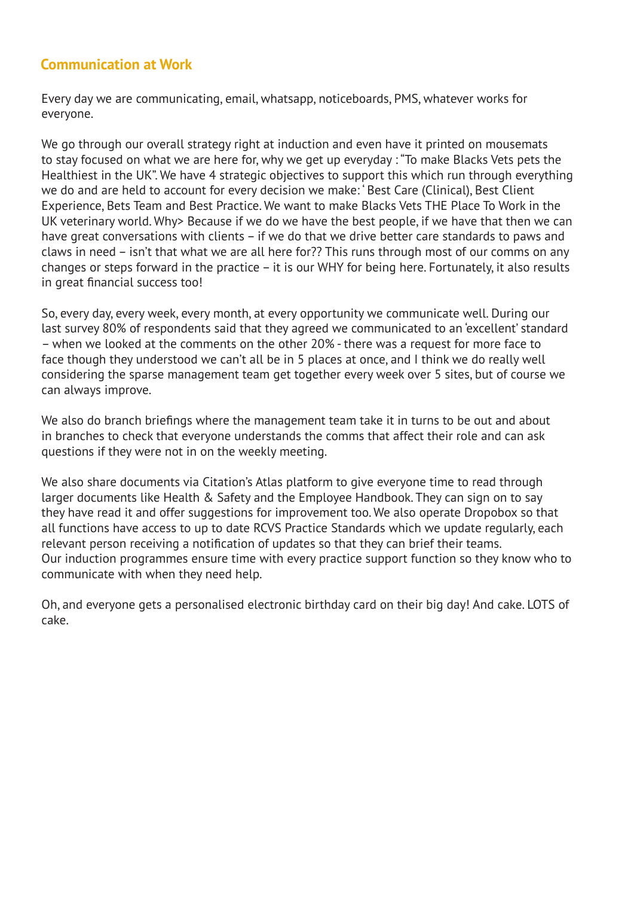## Communication at Work

Every day we are communicating, email, whatsapp, noticeboards, PMS, whatever works for everyone.

We go through our overall strategy right at induction and even have it printed on mousemats to stay focused on what we are here for, why we get up everyday : "To make Blacks Vets pets the Healthiest in the UK". We have 4 strategic objectives to support this which run through everything we do and are held to account for every decision we make: ' Best Care (Clinical), Best Client Experience, Bets Team and Best Practice. We want to make Blacks Vets THE Place To Work in the UK veterinary world. Why> Because if we do we have the best people, if we have that then we can have great conversations with clients – if we do that we drive better care standards to paws and claws in need – isn't that what we are all here for?? This runs through most of our comms on any changes or steps forward in the practice – it is our WHY for being here. Fortunately, it also results in great financial success too!

So, every day, every week, every month, at every opportunity we communicate well. During our last survey 80% of respondents said that they agreed we communicated to an 'excellent' standard – when we looked at the comments on the other 20% - there was a request for more face to face though they understood we can't all be in 5 places at once, and I think we do really well considering the sparse management team get together every week over 5 sites, but of course we can always improve.

We also do branch briefings where the management team take it in turns to be out and about in branches to check that everyone understands the comms that affect their role and can ask questions if they were not in on the weekly meeting.

We also share documents via Citation's Atlas platform to give everyone time to read through larger documents like Health & Safety and the Employee Handbook. They can sign on to say they have read it and offer suggestions for improvement too. We also operate Dropobox so that all functions have access to up to date RCVS Practice Standards which we update regularly, each relevant person receiving a notification of updates so that they can brief their teams.
Our induction programmes ensure time with every practice support function so they know who to communicate with when they need help.

Oh, and everyone gets a personalised electronic birthday card on their big day! And cake. LOTS of cake.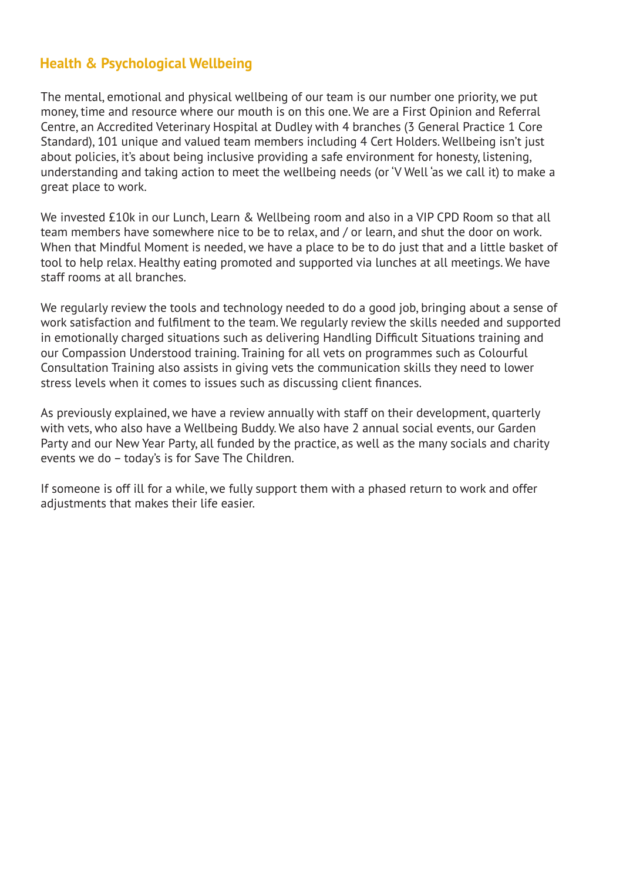## Health & Psychological Wellbeing

The mental, emotional and physical wellbeing of our team is our number one priority, we put money, time and resource where our mouth is on this one. We are a First Opinion and Referral Centre, an Accredited Veterinary Hospital at Dudley with 4 branches (3 General Practice 1 Core Standard), 101 unique and valued team members including 4 Cert Holders. Wellbeing isn't just about policies, it's about being inclusive providing a safe environment for honesty, listening, understanding and taking action to meet the wellbeing needs (or 'V Well 'as we call it) to make a great place to work.

We invested £10k in our Lunch, Learn & Wellbeing room and also in a VIP CPD Room so that all team members have somewhere nice to be to relax, and / or learn, and shut the door on work. When that Mindful Moment is needed, we have a place to be to do just that and a little basket of tool to help relax. Healthy eating promoted and supported via lunches at all meetings. We have staff rooms at all branches.

We regularly review the tools and technology needed to do a good job, bringing about a sense of work satisfaction and fulfilment to the team. We regularly review the skills needed and supported in emotionally charged situations such as delivering Handling Difficult Situations training and our Compassion Understood training. Training for all vets on programmes such as Colourful Consultation Training also assists in giving vets the communication skills they need to lower stress levels when it comes to issues such as discussing client finances.

As previously explained, we have a review annually with staff on their development, quarterly with vets, who also have a Wellbeing Buddy. We also have 2 annual social events, our Garden Party and our New Year Party, all funded by the practice, as well as the many socials and charity events we do – today's is for Save The Children.

If someone is off ill for a while, we fully support them with a phased return to work and offer adjustments that makes their life easier.